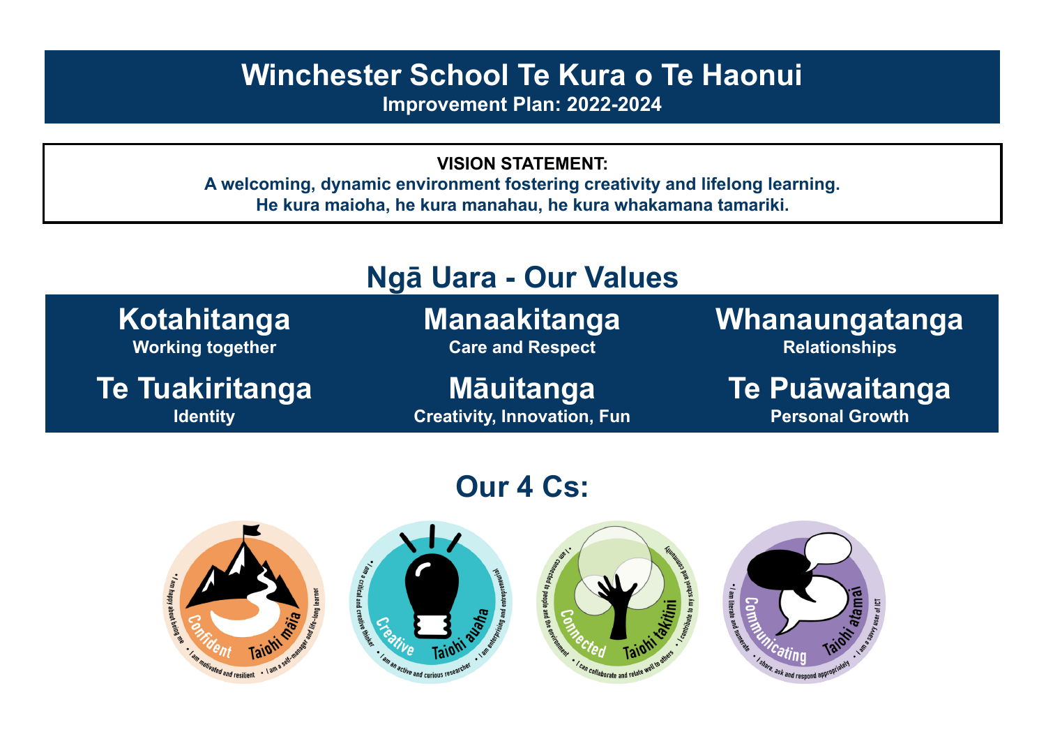# Winchester School Te Kura o Te Haonui

**Improvement Plan: 2022-2024**

**VISION STATEMENT:**

**A welcoming, dynamic environment fostering creativity and lifelong learning.**
**He kura maioha, he kura manahau, he kura whakamana tamariki.**

## Ngā Uara - Our Values

| Kotahitanga | Manaakitanga | Whanaungatanga |
|---|---|---|
| Working together | Care and Respect | Relationships |
| **Te Tuakiritanga** | **Māuitanga** | **Te Puāwaitanga** |
| Identity | Creativity, Innovation, Fun | Personal Growth |

## Our 4 Cs:

**Confident — Taiohi māia**
- I am happy about being me
- I am motivated and resilient
- I am a self-manager and life-long learner

**Creative — Taiohi auaha**
- I am a critical and creative thinker
- I am an active and curious researcher
- I am enterprising and entrepreneurial

**Connected — Taiohi takitini**
- I am connected to people and the environment
- I can collaborate and relate well to others
- I contribute to my school and community

**Communicating — Taiohi atamai**
- I am literate and numerate
- I share, ask and respond appropriately
- I am a savvy user of ICT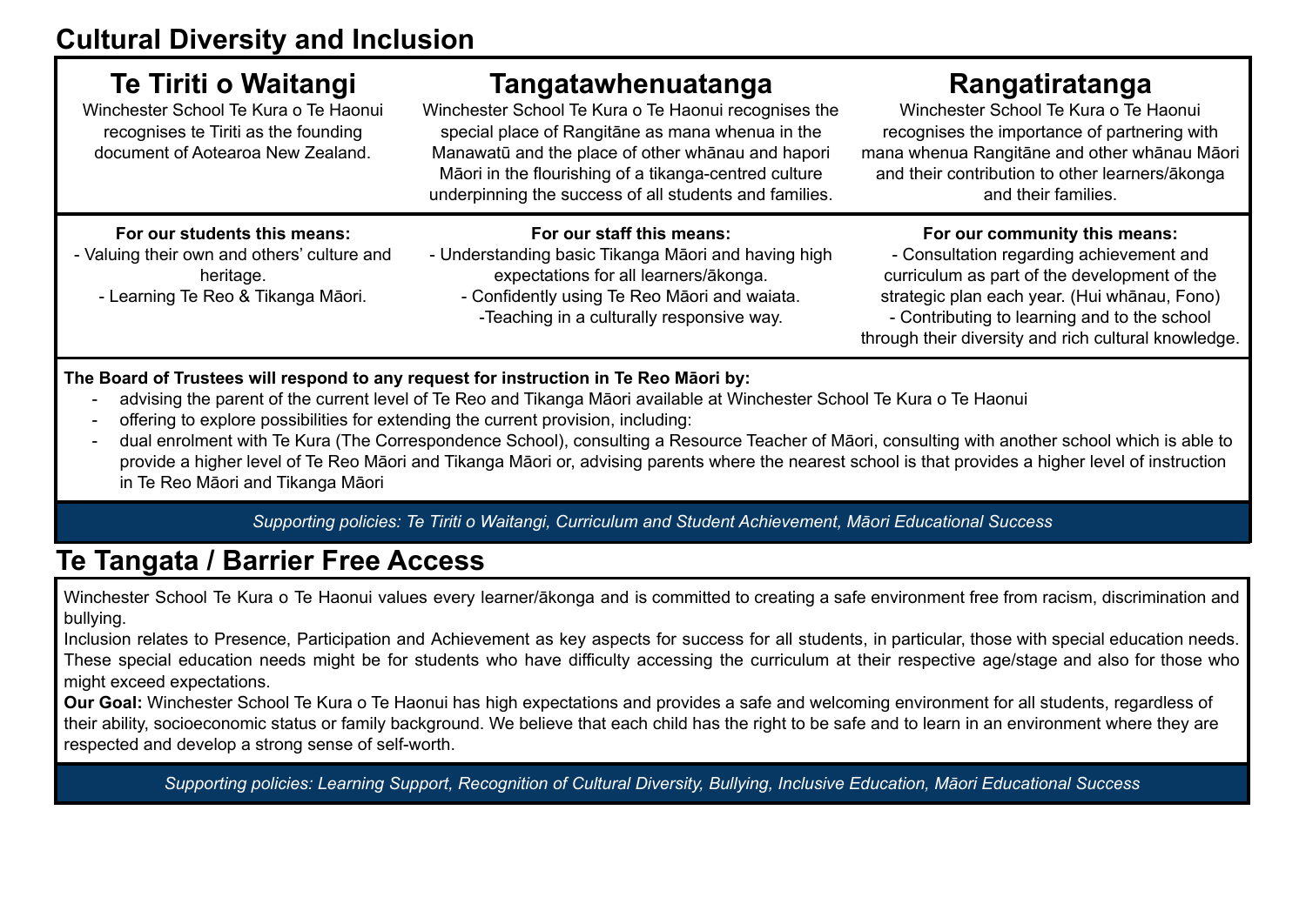## Cultural Diversity and Inclusion

| Te Tiriti o Waitangi | Tangatawhenuatanga | Rangatiratanga |
| --- | --- | --- |
| Winchester School Te Kura o Te Haonui recognises te Tiriti as the founding document of Aotearoa New Zealand. | Winchester School Te Kura o Te Haonui recognises the special place of Rangitāne as mana whenua in the Manawatū and the place of other whānau and hapori Māori in the flourishing of a tikanga-centred culture underpinning the success of all students and families. | Winchester School Te Kura o Te Haonui recognises the importance of partnering with mana whenua Rangitāne and other whānau Māori and their contribution to other learners/ākonga and their families. |
| **For our students this means:**<br>- Valuing their own and others' culture and heritage.<br>- Learning Te Reo & Tikanga Māori. | **For our staff this means:**<br>- Understanding basic Tikanga Māori and having high expectations for all learners/ākonga.<br>- Confidently using Te Reo Māori and waiata.<br>-Teaching in a culturally responsive way. | **For our community this means:**<br>- Consultation regarding achievement and curriculum as part of the development of the strategic plan each year. (Hui whānau, Fono)<br>- Contributing to learning and to the school through their diversity and rich cultural knowledge. |

**The Board of Trustees will respond to any request for instruction in Te Reo Māori by:**

- advising the parent of the current level of Te Reo and Tikanga Māori available at Winchester School Te Kura o Te Haonui
- offering to explore possibilities for extending the current provision, including:
- dual enrolment with Te Kura (The Correspondence School), consulting a Resource Teacher of Māori, consulting with another school which is able to provide a higher level of Te Reo Māori and Tikanga Māori or, advising parents where the nearest school is that provides a higher level of instruction in Te Reo Māori and Tikanga Māori

*Supporting policies: Te Tiriti o Waitangi, Curriculum and Student Achievement, Māori Educational Success*

## Te Tangata / Barrier Free Access

Winchester School Te Kura o Te Haonui values every learner/ākonga and is committed to creating a safe environment free from racism, discrimination and bullying.

Inclusion relates to Presence, Participation and Achievement as key aspects for success for all students, in particular, those with special education needs. These special education needs might be for students who have difficulty accessing the curriculum at their respective age/stage and also for those who might exceed expectations.

**Our Goal:** Winchester School Te Kura o Te Haonui has high expectations and provides a safe and welcoming environment for all students, regardless of their ability, socioeconomic status or family background. We believe that each child has the right to be safe and to learn in an environment where they are respected and develop a strong sense of self-worth.

*Supporting policies: Learning Support, Recognition of Cultural Diversity, Bullying, Inclusive Education, Māori Educational Success*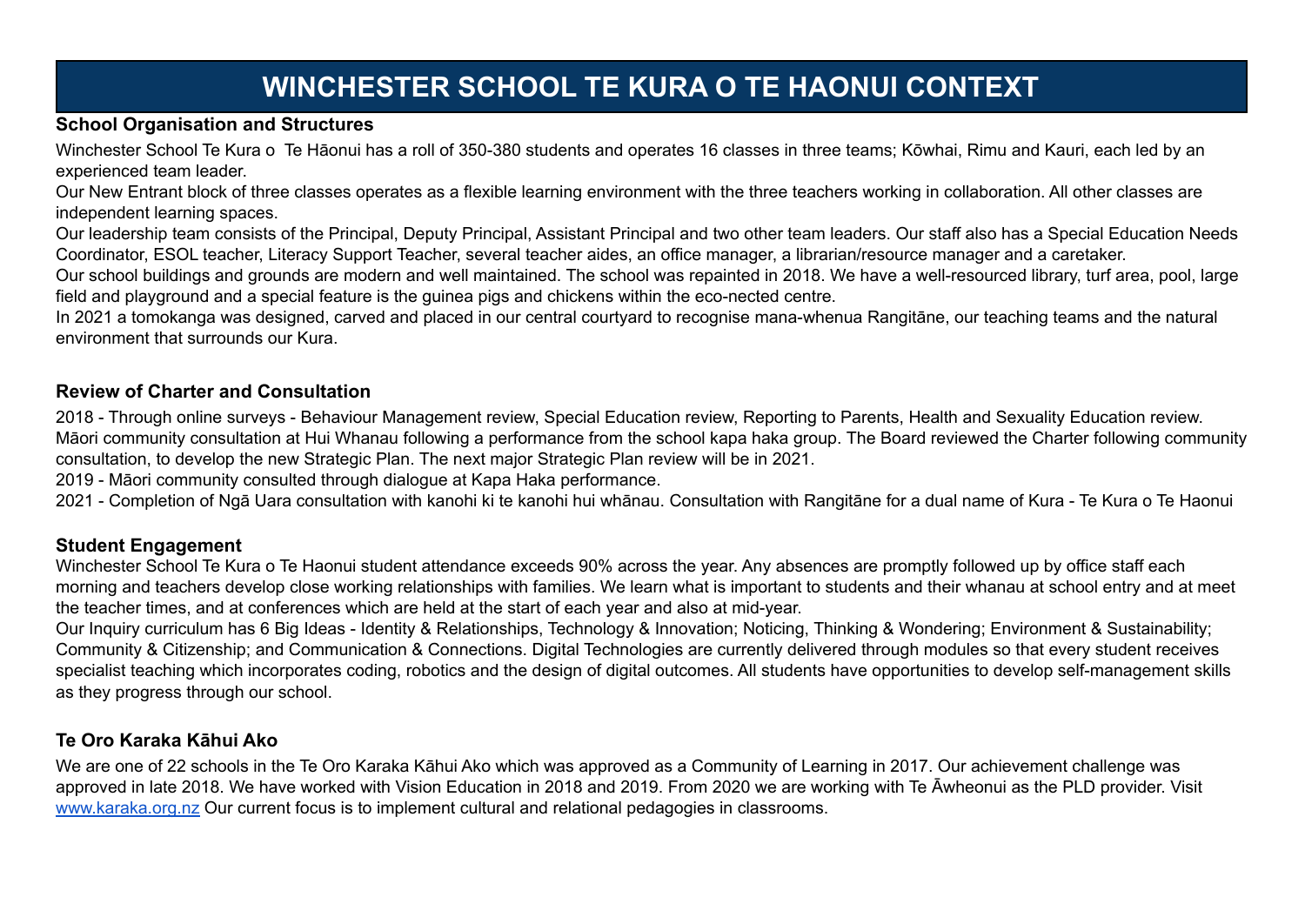# WINCHESTER SCHOOL TE KURA O TE HAONUI CONTEXT

## School Organisation and Structures

Winchester School Te Kura o  Te Hāonui has a roll of 350-380 students and operates 16 classes in three teams; Kōwhai, Rimu and Kauri, each led by an experienced team leader.

Our New Entrant block of three classes operates as a flexible learning environment with the three teachers working in collaboration. All other classes are independent learning spaces.

Our leadership team consists of the Principal, Deputy Principal, Assistant Principal and two other team leaders. Our staff also has a Special Education Needs Coordinator, ESOL teacher, Literacy Support Teacher, several teacher aides, an office manager, a librarian/resource manager and a caretaker.

Our school buildings and grounds are modern and well maintained. The school was repainted in 2018. We have a well-resourced library, turf area, pool, large field and playground and a special feature is the guinea pigs and chickens within the eco-nected centre.

In 2021 a tomokanga was designed, carved and placed in our central courtyard to recognise mana-whenua Rangitāne, our teaching teams and the natural environment that surrounds our Kura.

## Review of Charter and Consultation

2018 - Through online surveys - Behaviour Management review, Special Education review, Reporting to Parents, Health and Sexuality Education review. Māori community consultation at Hui Whanau following a performance from the school kapa haka group. The Board reviewed the Charter following community consultation, to develop the new Strategic Plan. The next major Strategic Plan review will be in 2021.

2019 - Māori community consulted through dialogue at Kapa Haka performance.

2021 - Completion of Ngā Uara consultation with kanohi ki te kanohi hui whānau. Consultation with Rangitāne for a dual name of Kura - Te Kura o Te Haonui

## Student Engagement

Winchester School Te Kura o Te Haonui student attendance exceeds 90% across the year. Any absences are promptly followed up by office staff each morning and teachers develop close working relationships with families. We learn what is important to students and their whanau at school entry and at meet the teacher times, and at conferences which are held at the start of each year and also at mid-year.

Our Inquiry curriculum has 6 Big Ideas - Identity & Relationships, Technology & Innovation; Noticing, Thinking & Wondering; Environment & Sustainability; Community & Citizenship; and Communication & Connections. Digital Technologies are currently delivered through modules so that every student receives specialist teaching which incorporates coding, robotics and the design of digital outcomes. All students have opportunities to develop self-management skills as they progress through our school.

## Te Oro Karaka Kāhui Ako

We are one of 22 schools in the Te Oro Karaka Kāhui Ako which was approved as a Community of Learning in 2017. Our achievement challenge was approved in late 2018. We have worked with Vision Education in 2018 and 2019. From 2020 we are working with Te Āwheonui as the PLD provider. Visit [www.karaka.org.nz](http://www.karaka.org.nz) Our current focus is to implement cultural and relational pedagogies in classrooms.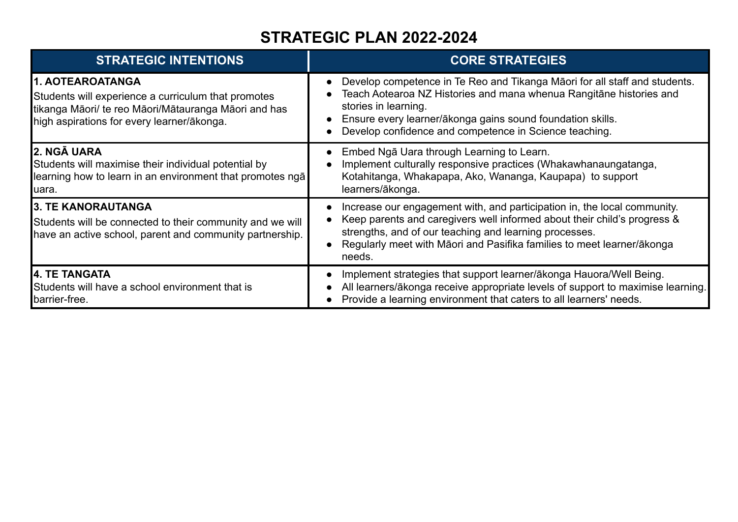# STRATEGIC PLAN 2022-2024

| STRATEGIC INTENTIONS | CORE STRATEGIES |
|---|---|
| **1. AOTEAROATANGA**<br>Students will experience a curriculum that promotes tikanga Māori/ te reo Māori/Mātauranga Māori and has high aspirations for every learner/ākonga. | • Develop competence in Te Reo and Tikanga Māori for all staff and students.<br>• Teach Aotearoa NZ Histories and mana whenua Rangitāne histories and stories in learning.<br>• Ensure every learner/ākonga gains sound foundation skills.<br>• Develop confidence and competence in Science teaching. |
| **2. NGĀ UARA**<br>Students will maximise their individual potential by learning how to learn in an environment that promotes ngā uara. | • Embed Ngā Uara through Learning to Learn.<br>• Implement culturally responsive practices (Whakawhanaungatanga, Kotahitanga, Whakapapa, Ako, Wananga, Kaupapa) to support learners/ākonga. |
| **3. TE KANORAUTANGA**<br>Students will be connected to their community and we will have an active school, parent and community partnership. | • Increase our engagement with, and participation in, the local community.<br>• Keep parents and caregivers well informed about their child's progress & strengths, and of our teaching and learning processes.<br>• Regularly meet with Māori and Pasifika families to meet learner/ākonga needs. |
| **4. TE TANGATA**<br>Students will have a school environment that is barrier-free. | • Implement strategies that support learner/ākonga Hauora/Well Being.<br>• All learners/ākonga receive appropriate levels of support to maximise learning.<br>• Provide a learning environment that caters to all learners' needs. |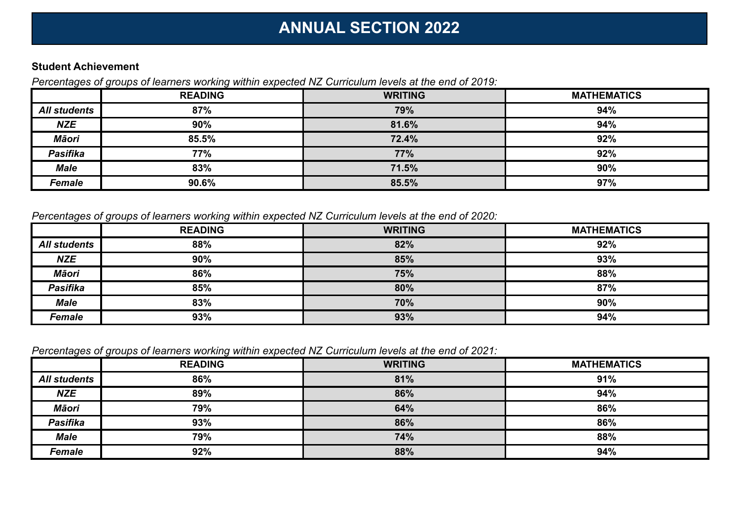# ANNUAL SECTION 2022

**Student Achievement**

*Percentages of groups of learners working within expected NZ Curriculum levels at the end of 2019:*

| | READING | WRITING | MATHEMATICS |
|---|---|---|---|
| ***All students*** | **87%** | **79%** | **94%** |
| ***NZE*** | **90%** | **81.6%** | **94%** |
| ***Māori*** | **85.5%** | **72.4%** | **92%** |
| ***Pasifika*** | **77%** | **77%** | **92%** |
| ***Male*** | **83%** | **71.5%** | **90%** |
| ***Female*** | **90.6%** | **85.5%** | **97%** |

*Percentages of groups of learners working within expected NZ Curriculum levels at the end of 2020:*

| | READING | WRITING | MATHEMATICS |
|---|---|---|---|
| ***All students*** | **88%** | **82%** | **92%** |
| ***NZE*** | **90%** | **85%** | **93%** |
| ***Māori*** | **86%** | **75%** | **88%** |
| ***Pasifika*** | **85%** | **80%** | **87%** |
| ***Male*** | **83%** | **70%** | **90%** |
| ***Female*** | **93%** | **93%** | **94%** |

*Percentages of groups of learners working within expected NZ Curriculum levels at the end of 2021:*

| | READING | WRITING | MATHEMATICS |
|---|---|---|---|
| ***All students*** | **86%** | **81%** | **91%** |
| ***NZE*** | **89%** | **86%** | **94%** |
| ***Māori*** | **79%** | **64%** | **86%** |
| ***Pasifika*** | **93%** | **86%** | **86%** |
| ***Male*** | **79%** | **74%** | **88%** |
| ***Female*** | **92%** | **88%** | **94%** |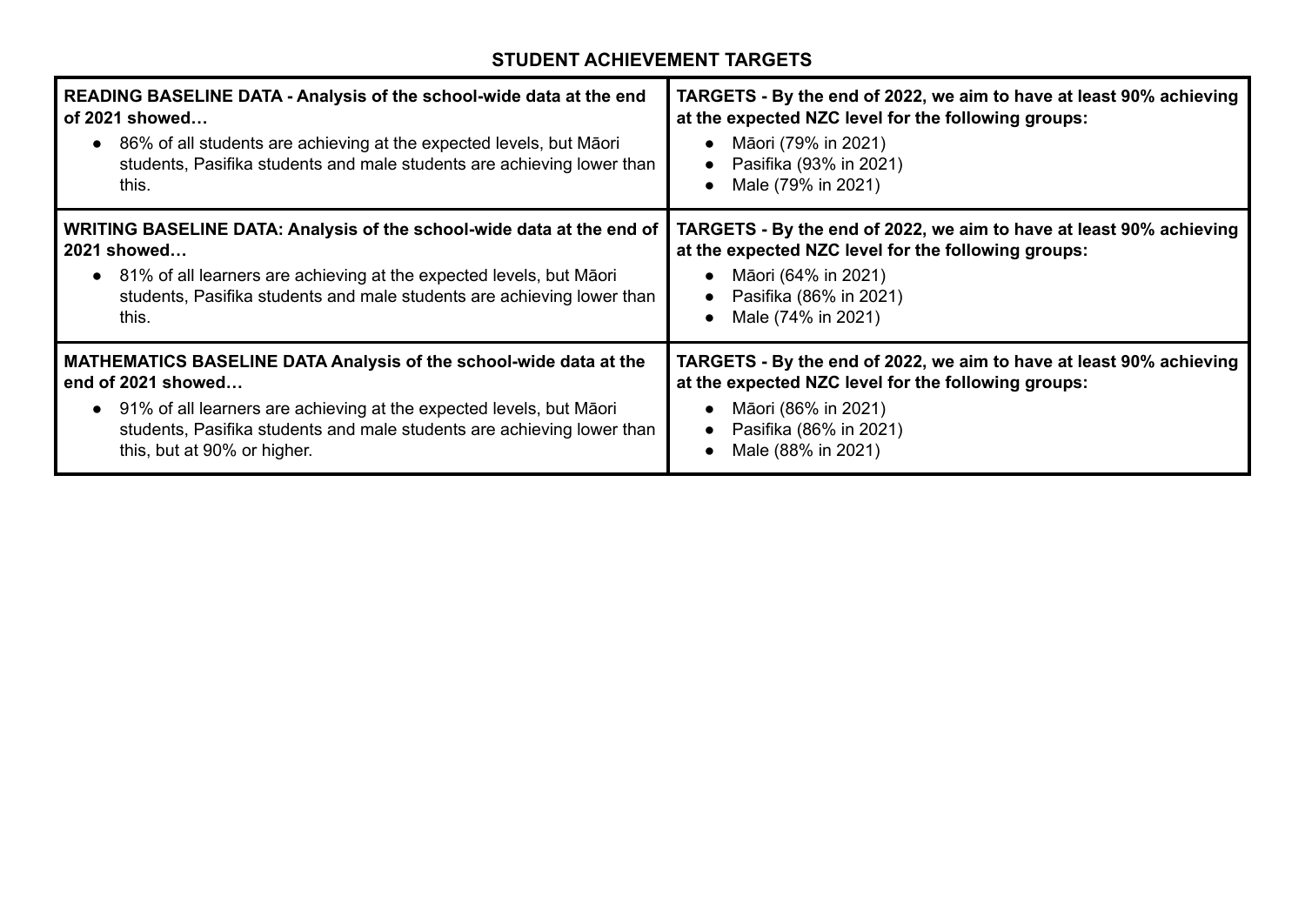## STUDENT ACHIEVEMENT TARGETS

| **READING BASELINE DATA - Analysis of the school-wide data at the end of 2021 showed…** | **TARGETS - By the end of 2022, we aim to have at least 90% achieving at the expected NZC level for the following groups:** |
|---|---|
| • 86% of all students are achieving at the expected levels, but Māori students, Pasifika students and male students are achieving lower than this. | • Māori (79% in 2021)<br>• Pasifika (93% in 2021)<br>• Male (79% in 2021) |
| **WRITING BASELINE DATA: Analysis of the school-wide data at the end of 2021 showed…** | **TARGETS - By the end of 2022, we aim to have at least 90% achieving at the expected NZC level for the following groups:** |
| • 81% of all learners are achieving at the expected levels, but Māori students, Pasifika students and male students are achieving lower than this. | • Māori (64% in 2021)<br>• Pasifika (86% in 2021)<br>• Male (74% in 2021) |
| **MATHEMATICS BASELINE DATA Analysis of the school-wide data at the end of 2021 showed…** | **TARGETS - By the end of 2022, we aim to have at least 90% achieving at the expected NZC level for the following groups:** |
| • 91% of all learners are achieving at the expected levels, but Māori students, Pasifika students and male students are achieving lower than this, but at 90% or higher. | • Māori (86% in 2021)<br>• Pasifika (86% in 2021)<br>• Male (88% in 2021) |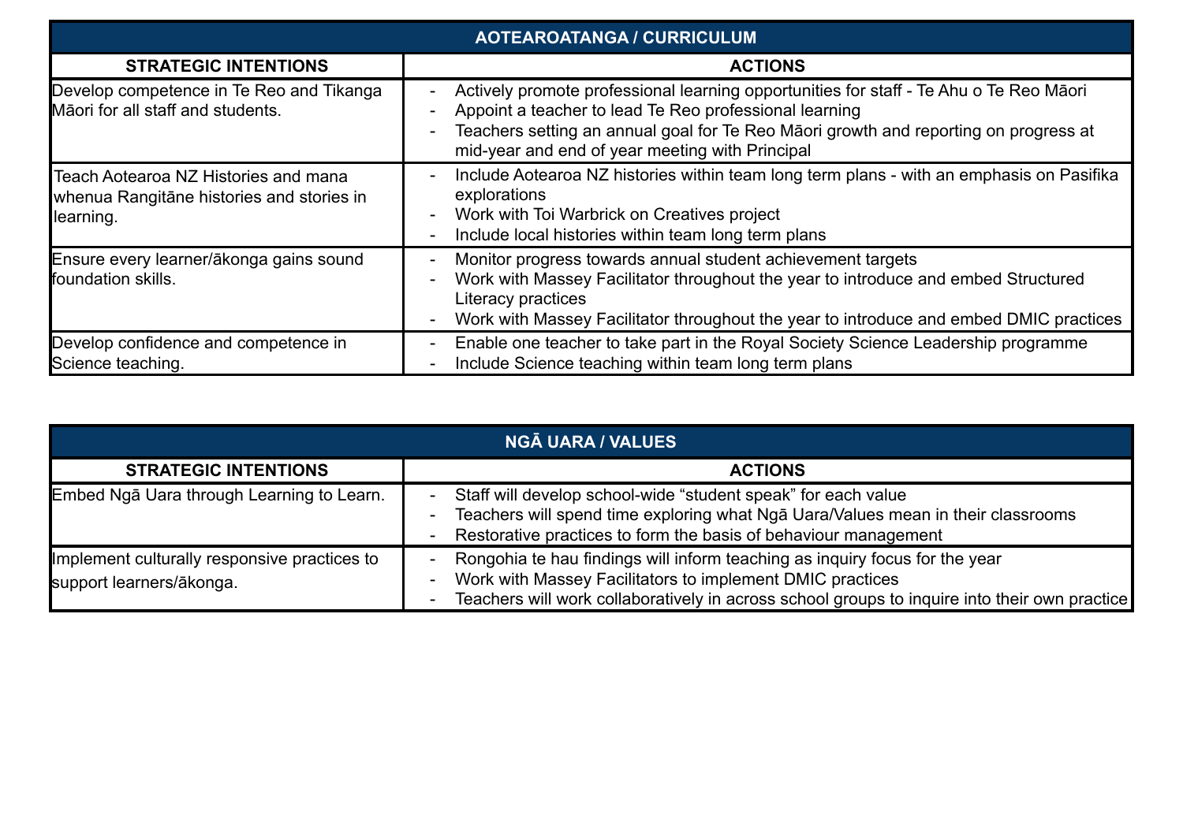| AOTEAROATANGA / CURRICULUM | |
|---|---|
| **STRATEGIC INTENTIONS** | **ACTIONS** |
| Develop competence in Te Reo and Tikanga Māori for all staff and students. | - Actively promote professional learning opportunities for staff - Te Ahu o Te Reo Māori<br>- Appoint a teacher to lead Te Reo professional learning<br>- Teachers setting an annual goal for Te Reo Māori growth and reporting on progress at mid-year and end of year meeting with Principal |
| Teach Aotearoa NZ Histories and mana whenua Rangitāne histories and stories in learning. | - Include Aotearoa NZ histories within team long term plans - with an emphasis on Pasifika explorations<br>- Work with Toi Warbrick on Creatives project<br>- Include local histories within team long term plans |
| Ensure every learner/ākonga gains sound foundation skills. | - Monitor progress towards annual student achievement targets<br>- Work with Massey Facilitator throughout the year to introduce and embed Structured Literacy practices<br>- Work with Massey Facilitator throughout the year to introduce and embed DMIC practices |
| Develop confidence and competence in Science teaching. | - Enable one teacher to take part in the Royal Society Science Leadership programme<br>- Include Science teaching within team long term plans |

| NGĀ UARA / VALUES | |
|---|---|
| **STRATEGIC INTENTIONS** | **ACTIONS** |
| Embed Ngā Uara through Learning to Learn. | - Staff will develop school-wide "student speak" for each value<br>- Teachers will spend time exploring what Ngā Uara/Values mean in their classrooms<br>- Restorative practices to form the basis of behaviour management |
| Implement culturally responsive practices to support learners/ākonga. | - Rongohia te hau findings will inform teaching as inquiry focus for the year<br>- Work with Massey Facilitators to implement DMIC practices<br>- Teachers will work collaboratively in across school groups to inquire into their own practice |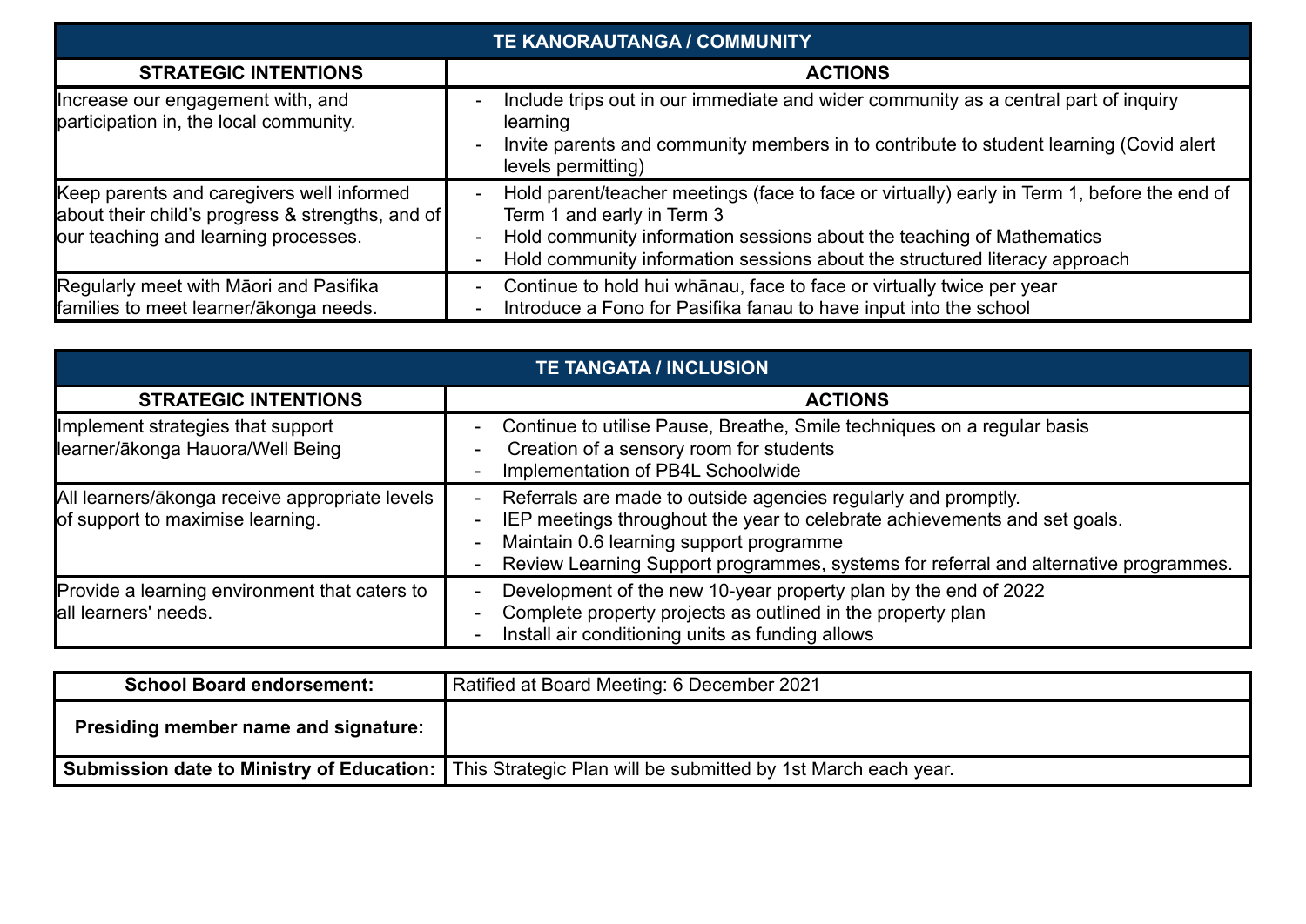| TE KANORAUTANGA / COMMUNITY | |
|---|---|
| **STRATEGIC INTENTIONS** | **ACTIONS** |
| Increase our engagement with, and participation in, the local community. | - Include trips out in our immediate and wider community as a central part of inquiry learning<br>- Invite parents and community members in to contribute to student learning (Covid alert levels permitting) |
| Keep parents and caregivers well informed about their child's progress & strengths, and of our teaching and learning processes. | - Hold parent/teacher meetings (face to face or virtually) early in Term 1, before the end of Term 1 and early in Term 3<br>- Hold community information sessions about the teaching of Mathematics<br>- Hold community information sessions about the structured literacy approach |
| Regularly meet with Māori and Pasifika families to meet learner/ākonga needs. | - Continue to hold hui whānau, face to face or virtually twice per year<br>- Introduce a Fono for Pasifika fanau to have input into the school |

| TE TANGATA / INCLUSION | |
|---|---|
| **STRATEGIC INTENTIONS** | **ACTIONS** |
| Implement strategies that support learner/ākonga Hauora/Well Being | - Continue to utilise Pause, Breathe, Smile techniques on a regular basis<br>- Creation of a sensory room for students<br>- Implementation of PB4L Schoolwide |
| All learners/ākonga receive appropriate levels of support to maximise learning. | - Referrals are made to outside agencies regularly and promptly.<br>- IEP meetings throughout the year to celebrate achievements and set goals.<br>- Maintain 0.6 learning support programme<br>- Review Learning Support programmes, systems for referral and alternative programmes. |
| Provide a learning environment that caters to all learners' needs. | - Development of the new 10-year property plan by the end of 2022<br>- Complete property projects as outlined in the property plan<br>- Install air conditioning units as funding allows |

| | |
|---|---|
| **School Board endorsement:** | Ratified at Board Meeting: 6 December 2021 |
| **Presiding member name and signature:** | |
| **Submission date to Ministry of Education:** | This Strategic Plan will be submitted by 1st March each year. |